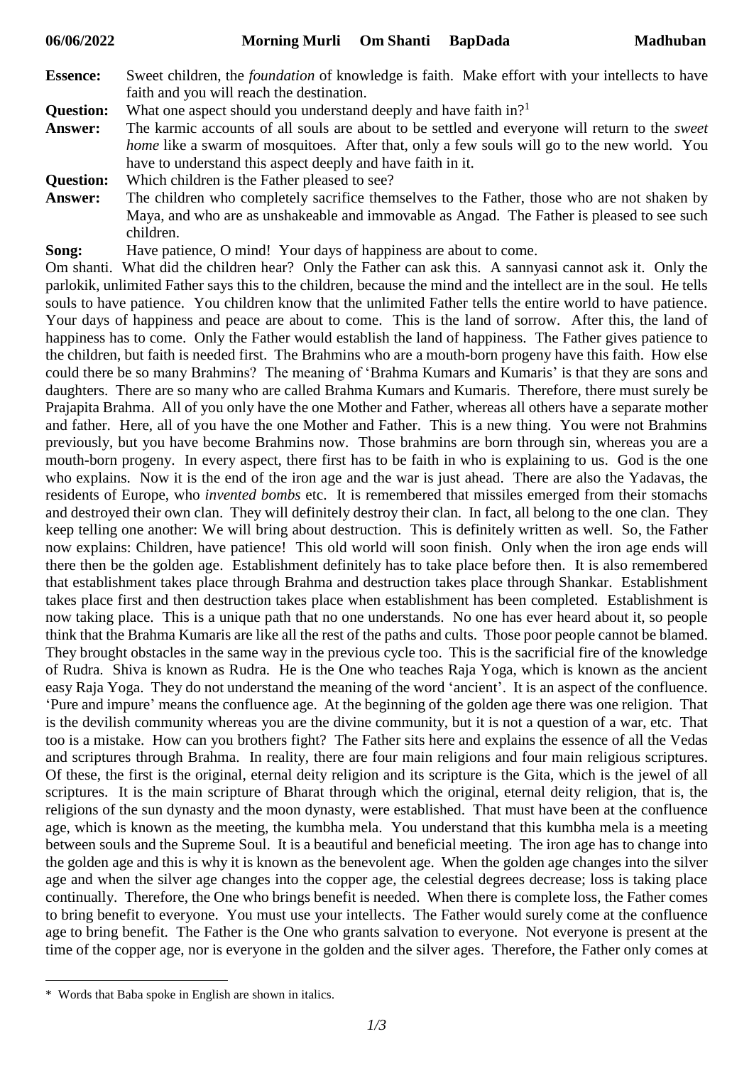**06/06/2022 Morning Murli Om Shanti BapDada Madhuban**

**Essence:** Sweet children, the *foundation* of knowledge is faith. Make effort with your intellects to have faith and you will reach the destination.

**Question:** What one aspect should you understand deeply and have faith in?[1]

**Answer:** The karmic accounts of all souls are about to be settled and everyone will return to the *sweet home* like a swarm of mosquitoes. After that, only a few souls will go to the new world. You have to understand this aspect deeply and have faith in it.

**Question:** Which children is the Father pleased to see?

**Answer:** The children who completely sacrifice themselves to the Father, those who are not shaken by Maya, and who are as unshakeable and immovable as Angad. The Father is pleased to see such children.

**Song:** Have patience, O mind! Your days of happiness are about to come.

Om shanti. What did the children hear? Only the Father can ask this. A sannyasi cannot ask it. Only the parlokik, unlimited Father says this to the children, because the mind and the intellect are in the soul. He tells souls to have patience. You children know that the unlimited Father tells the entire world to have patience. Your days of happiness and peace are about to come. This is the land of sorrow. After this, the land of happiness has to come. Only the Father would establish the land of happiness. The Father gives patience to the children, but faith is needed first. The Brahmins who are a mouth-born progeny have this faith. How else could there be so many Brahmins? The meaning of 'Brahma Kumars and Kumaris' is that they are sons and daughters. There are so many who are called Brahma Kumars and Kumaris. Therefore, there must surely be Prajapita Brahma. All of you only have the one Mother and Father, whereas all others have a separate mother and father. Here, all of you have the one Mother and Father. This is a new thing. You were not Brahmins previously, but you have become Brahmins now. Those brahmins are born through sin, whereas you are a mouth-born progeny. In every aspect, there first has to be faith in who is explaining to us. God is the one who explains. Now it is the end of the iron age and the war is just ahead. There are also the Yadavas, the residents of Europe, who *invented bombs* etc. It is remembered that missiles emerged from their stomachs and destroyed their own clan. They will definitely destroy their clan. In fact, all belong to the one clan. They keep telling one another: We will bring about destruction. This is definitely written as well. So, the Father now explains: Children, have patience! This old world will soon finish. Only when the iron age ends will there then be the golden age. Establishment definitely has to take place before then. It is also remembered that establishment takes place through Brahma and destruction takes place through Shankar. Establishment takes place first and then destruction takes place when establishment has been completed. Establishment is now taking place. This is a unique path that no one understands. No one has ever heard about it, so people think that the Brahma Kumaris are like all the rest of the paths and cults. Those poor people cannot be blamed. They brought obstacles in the same way in the previous cycle too. This is the sacrificial fire of the knowledge of Rudra. Shiva is known as Rudra. He is the One who teaches Raja Yoga, which is known as the ancient easy Raja Yoga. They do not understand the meaning of the word 'ancient'. It is an aspect of the confluence. 'Pure and impure' means the confluence age. At the beginning of the golden age there was one religion. That is the devilish community whereas you are the divine community, but it is not a question of a war, etc. That too is a mistake. How can you brothers fight? The Father sits here and explains the essence of all the Vedas and scriptures through Brahma. In reality, there are four main religions and four main religious scriptures. Of these, the first is the original, eternal deity religion and its scripture is the Gita, which is the jewel of all scriptures. It is the main scripture of Bharat through which the original, eternal deity religion, that is, the religions of the sun dynasty and the moon dynasty, were established. That must have been at the confluence age, which is known as the meeting, the kumbha mela. You understand that this kumbha mela is a meeting between souls and the Supreme Soul. It is a beautiful and beneficial meeting. The iron age has to change into the golden age and this is why it is known as the benevolent age. When the golden age changes into the silver age and when the silver age changes into the copper age, the celestial degrees decrease; loss is taking place continually. Therefore, the One who brings benefit is needed. When there is complete loss, the Father comes to bring benefit to everyone. You must use your intellects. The Father would surely come at the confluence age to bring benefit. The Father is the One who grants salvation to everyone. Not everyone is present at the time of the copper age, nor is everyone in the golden and the silver ages. Therefore, the Father only comes at

---

\* Words that Baba spoke in English are shown in italics.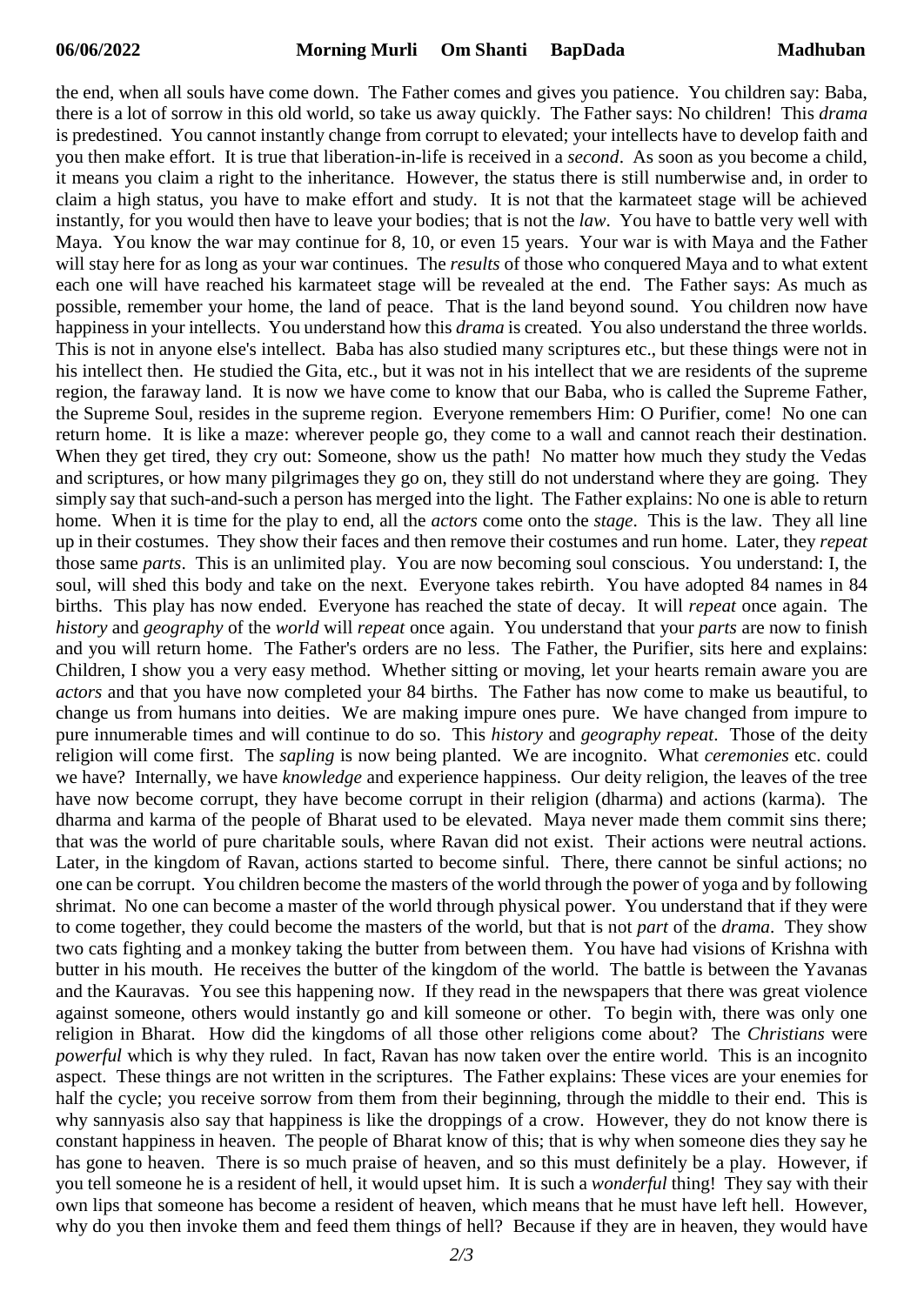the end, when all souls have come down. The Father comes and gives you patience. You children say: Baba, there is a lot of sorrow in this old world, so take us away quickly. The Father says: No children! This *drama* is predestined. You cannot instantly change from corrupt to elevated; your intellects have to develop faith and you then make effort. It is true that liberation-in-life is received in a *second*. As soon as you become a child, it means you claim a right to the inheritance. However, the status there is still numberwise and, in order to claim a high status, you have to make effort and study. It is not that the karmateet stage will be achieved instantly, for you would then have to leave your bodies; that is not the *law*. You have to battle very well with Maya. You know the war may continue for 8, 10, or even 15 years. Your war is with Maya and the Father will stay here for as long as your war continues. The *results* of those who conquered Maya and to what extent each one will have reached his karmateet stage will be revealed at the end. The Father says: As much as possible, remember your home, the land of peace. That is the land beyond sound. You children now have happiness in your intellects. You understand how this *drama* is created. You also understand the three worlds. This is not in anyone else's intellect. Baba has also studied many scriptures etc., but these things were not in his intellect then. He studied the Gita, etc., but it was not in his intellect that we are residents of the supreme region, the faraway land. It is now we have come to know that our Baba, who is called the Supreme Father, the Supreme Soul, resides in the supreme region. Everyone remembers Him: O Purifier, come! No one can return home. It is like a maze: wherever people go, they come to a wall and cannot reach their destination. When they get tired, they cry out: Someone, show us the path! No matter how much they study the Vedas and scriptures, or how many pilgrimages they go on, they still do not understand where they are going. They simply say that such-and-such a person has merged into the light. The Father explains: No one is able to return home. When it is time for the play to end, all the *actors* come onto the *stage*. This is the law. They all line up in their costumes. They show their faces and then remove their costumes and run home. Later, they *repeat* those same *parts*. This is an unlimited play. You are now becoming soul conscious. You understand: I, the soul, will shed this body and take on the next. Everyone takes rebirth. You have adopted 84 names in 84 births. This play has now ended. Everyone has reached the state of decay. It will *repeat* once again. The *history* and *geography* of the *world* will *repeat* once again. You understand that your *parts* are now to finish and you will return home. The Father's orders are no less. The Father, the Purifier, sits here and explains: Children, I show you a very easy method. Whether sitting or moving, let your hearts remain aware you are *actors* and that you have now completed your 84 births. The Father has now come to make us beautiful, to change us from humans into deities. We are making impure ones pure. We have changed from impure to pure innumerable times and will continue to do so. This *history* and *geography repeat*. Those of the deity religion will come first. The *sapling* is now being planted. We are incognito. What *ceremonies* etc. could we have? Internally, we have *knowledge* and experience happiness. Our deity religion, the leaves of the tree have now become corrupt, they have become corrupt in their religion (dharma) and actions (karma). The dharma and karma of the people of Bharat used to be elevated. Maya never made them commit sins there; that was the world of pure charitable souls, where Ravan did not exist. Their actions were neutral actions. Later, in the kingdom of Ravan, actions started to become sinful. There, there cannot be sinful actions; no one can be corrupt. You children become the masters of the world through the power of yoga and by following shrimat. No one can become a master of the world through physical power. You understand that if they were to come together, they could become the masters of the world, but that is not *part* of the *drama*. They show two cats fighting and a monkey taking the butter from between them. You have had visions of Krishna with butter in his mouth. He receives the butter of the kingdom of the world. The battle is between the Yavanas and the Kauravas. You see this happening now. If they read in the newspapers that there was great violence against someone, others would instantly go and kill someone or other. To begin with, there was only one religion in Bharat. How did the kingdoms of all those other religions come about? The *Christians* were *powerful* which is why they ruled. In fact, Ravan has now taken over the entire world. This is an incognito aspect. These things are not written in the scriptures. The Father explains: These vices are your enemies for half the cycle; you receive sorrow from them from their beginning, through the middle to their end. This is why sannyasis also say that happiness is like the droppings of a crow. However, they do not know there is constant happiness in heaven. The people of Bharat know of this; that is why when someone dies they say he has gone to heaven. There is so much praise of heaven, and so this must definitely be a play. However, if you tell someone he is a resident of hell, it would upset him. It is such a *wonderful* thing! They say with their own lips that someone has become a resident of heaven, which means that he must have left hell. However, why do you then invoke them and feed them things of hell? Because if they are in heaven, they would have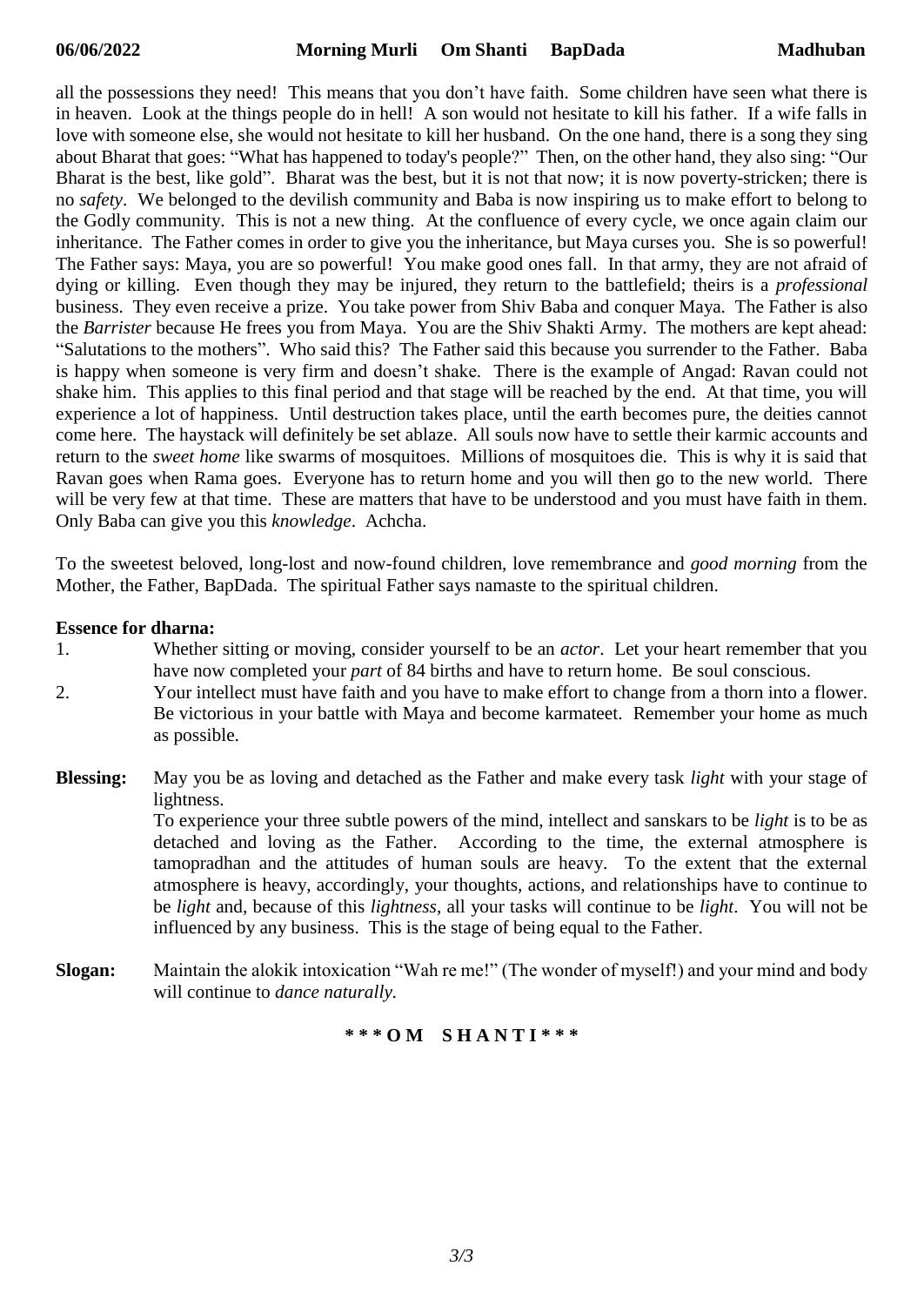all the possessions they need! This means that you don't have faith. Some children have seen what there is in heaven. Look at the things people do in hell! A son would not hesitate to kill his father. If a wife falls in love with someone else, she would not hesitate to kill her husband. On the one hand, there is a song they sing about Bharat that goes: "What has happened to today's people?" Then, on the other hand, they also sing: "Our Bharat is the best, like gold". Bharat was the best, but it is not that now; it is now poverty-stricken; there is no *safety*. We belonged to the devilish community and Baba is now inspiring us to make effort to belong to the Godly community. This is not a new thing. At the confluence of every cycle, we once again claim our inheritance. The Father comes in order to give you the inheritance, but Maya curses you. She is so powerful! The Father says: Maya, you are so powerful! You make good ones fall. In that army, they are not afraid of dying or killing. Even though they may be injured, they return to the battlefield; theirs is a *professional* business. They even receive a prize. You take power from Shiv Baba and conquer Maya. The Father is also the *Barrister* because He frees you from Maya. You are the Shiv Shakti Army. The mothers are kept ahead: "Salutations to the mothers". Who said this? The Father said this because you surrender to the Father. Baba is happy when someone is very firm and doesn't shake. There is the example of Angad: Ravan could not shake him. This applies to this final period and that stage will be reached by the end. At that time, you will experience a lot of happiness. Until destruction takes place, until the earth becomes pure, the deities cannot come here. The haystack will definitely be set ablaze. All souls now have to settle their karmic accounts and return to the *sweet home* like swarms of mosquitoes. Millions of mosquitoes die. This is why it is said that Ravan goes when Rama goes. Everyone has to return home and you will then go to the new world. There will be very few at that time. These are matters that have to be understood and you must have faith in them. Only Baba can give you this *knowledge*. Achcha.

To the sweetest beloved, long-lost and now-found children, love remembrance and *good morning* from the Mother, the Father, BapDada. The spiritual Father says namaste to the spiritual children.

**Essence for dharna:**

1. Whether sitting or moving, consider yourself to be an *actor*. Let your heart remember that you have now completed your *part* of 84 births and have to return home. Be soul conscious.
2. Your intellect must have faith and you have to make effort to change from a thorn into a flower. Be victorious in your battle with Maya and become karmateet. Remember your home as much as possible.

**Blessing:** May you be as loving and detached as the Father and make every task *light* with your stage of lightness.

To experience your three subtle powers of the mind, intellect and sanskars to be *light* is to be as detached and loving as the Father. According to the time, the external atmosphere is tamopradhan and the attitudes of human souls are heavy. To the extent that the external atmosphere is heavy, accordingly, your thoughts, actions, and relationships have to continue to be *light* and, because of this *lightness*, all your tasks will continue to be *light*. You will not be influenced by any business. This is the stage of being equal to the Father.

**Slogan:** Maintain the alokik intoxication "Wah re me!" (The wonder of myself!) and your mind and body will continue to *dance naturally*.

**\* \* \* O M S H A N T I \* \* \***